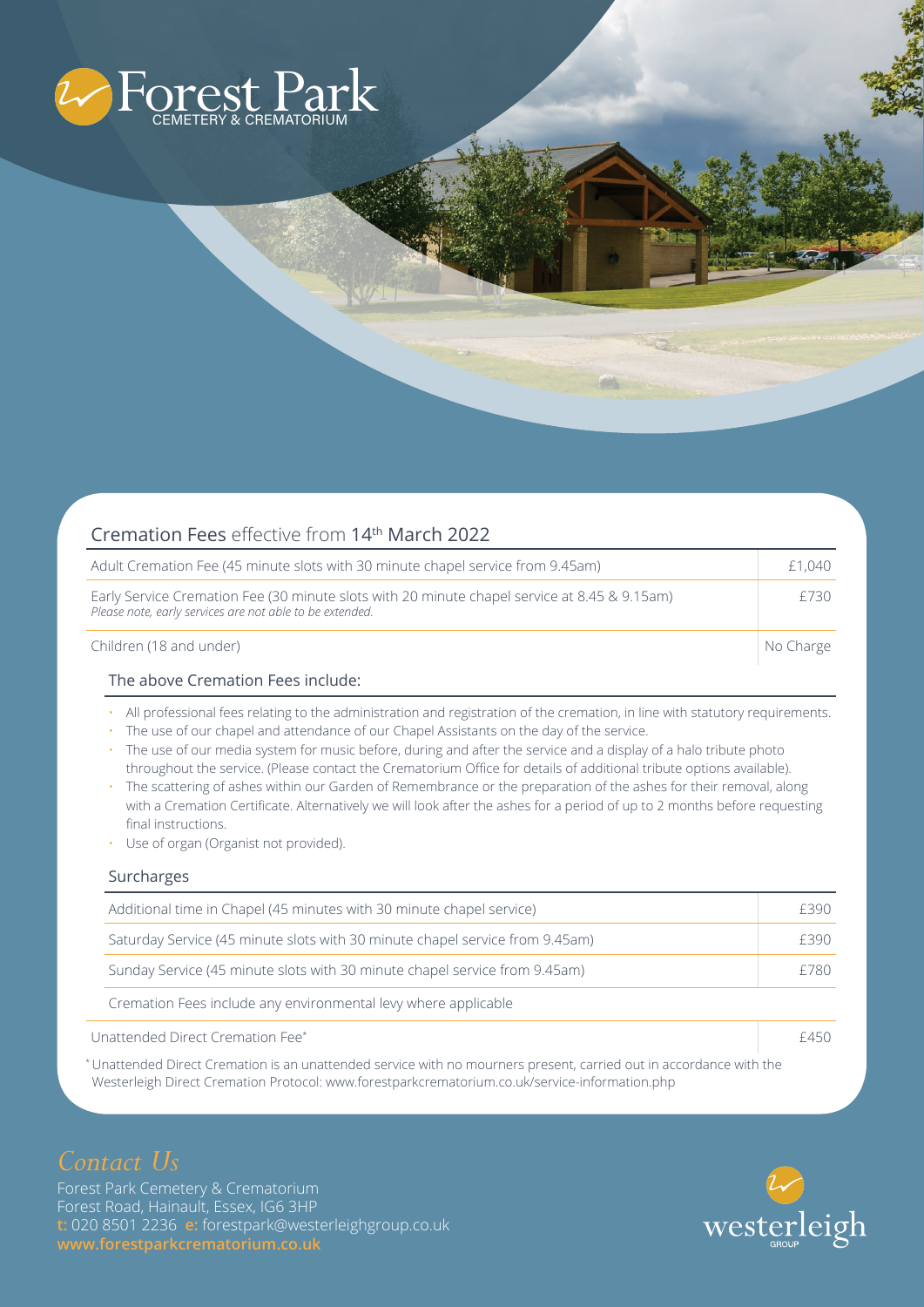# Forest Park

CEMETERY & CREMATORIUM

## Cremation Fees effective from 14th March 2022

| | |
|---|---|
| Adult Cremation Fee (45 minute slots with 30 minute chapel service from 9.45am) | £1,040 |
| Early Service Cremation Fee (30 minute slots with 20 minute chapel service at 8.45 & 9.15am) *Please note, early services are not able to be extended.* | £730 |
| Children (18 and under) | No Charge |

### The above Cremation Fees include:

- All professional fees relating to the administration and registration of the cremation, in line with statutory requirements.
- The use of our chapel and attendance of our Chapel Assistants on the day of the service.
- The use of our media system for music before, during and after the service and a display of a halo tribute photo throughout the service. (Please contact the Crematorium Office for details of additional tribute options available).
- The scattering of ashes within our Garden of Remembrance or the preparation of the ashes for their removal, along with a Cremation Certificate. Alternatively we will look after the ashes for a period of up to 2 months before requesting final instructions.
- Use of organ (Organist not provided).

### Surcharges

| | |
|---|---|
| Additional time in Chapel (45 minutes with 30 minute chapel service) | £390 |
| Saturday Service (45 minute slots with 30 minute chapel service from 9.45am) | £390 |
| Sunday Service (45 minute slots with 30 minute chapel service from 9.45am) | £780 |

Cremation Fees include any environmental levy where applicable

| | |
|---|---|
| Unattended Direct Cremation Fee* | £450 |

*Unattended Direct Cremation is an unattended service with no mourners present, carried out in accordance with the Westerleigh Direct Cremation Protocol: www.forestparkcrematorium.co.uk/service-information.php

## *Contact Us*

Forest Park Cemetery & Crematorium
Forest Road, Hainault, Essex, IG6 3HP
**t:** 020 8501 2236 **e:** forestpark@westerleighgroup.co.uk
**www.forestparkcrematorium.co.uk**

westerleigh GROUP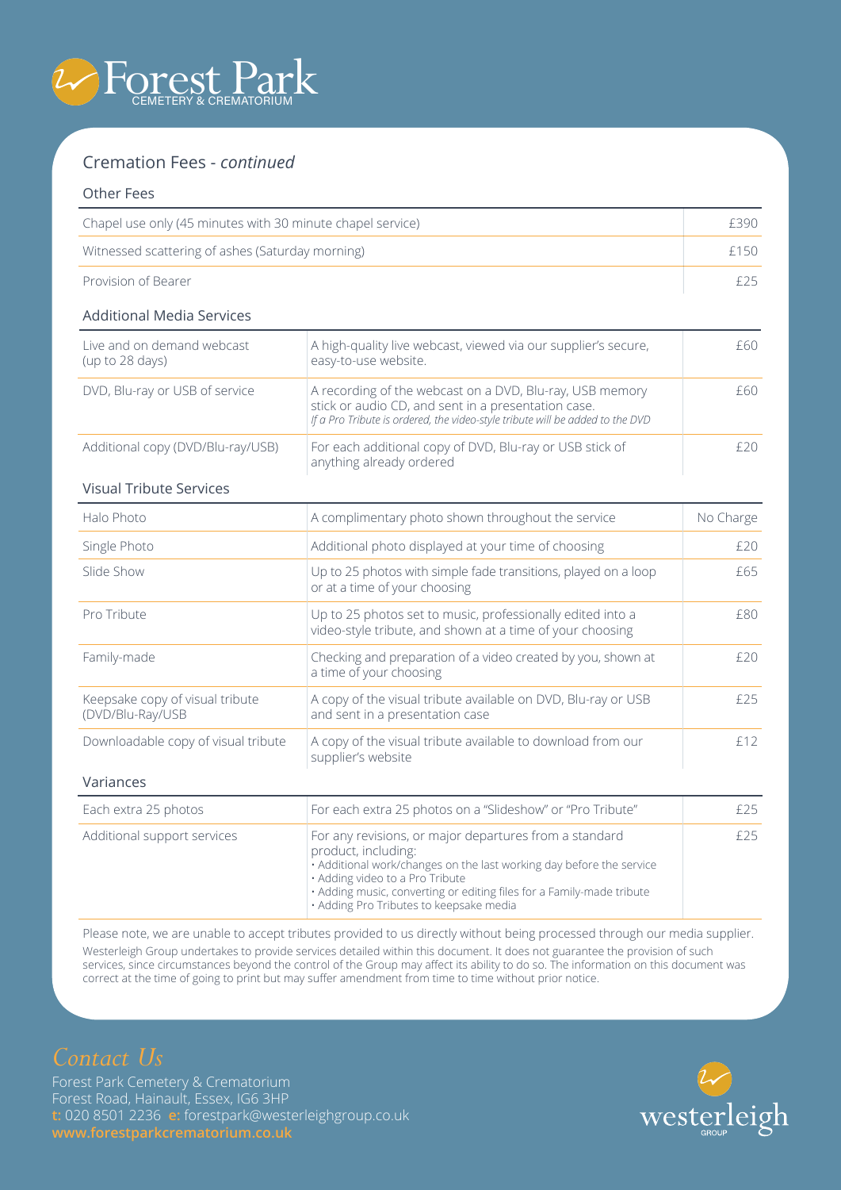# Forest Park
CEMETERY & CREMATORIUM

## Cremation Fees - *continued*

### Other Fees

| | |
|---|---|
| Chapel use only (45 minutes with 30 minute chapel service) | £390 |
| Witnessed scattering of ashes (Saturday morning) | £150 |
| Provision of Bearer | £25 |

### Additional Media Services

| | | |
|---|---|---|
| Live and on demand webcast (up to 28 days) | A high-quality live webcast, viewed via our supplier's secure, easy-to-use website. | £60 |
| DVD, Blu-ray or USB of service | A recording of the webcast on a DVD, Blu-ray, USB memory stick or audio CD, and sent in a presentation case. *If a Pro Tribute is ordered, the video-style tribute will be added to the DVD* | £60 |
| Additional copy (DVD/Blu-ray/USB) | For each additional copy of DVD, Blu-ray or USB stick of anything already ordered | £20 |

### Visual Tribute Services

| | | |
|---|---|---|
| Halo Photo | A complimentary photo shown throughout the service | No Charge |
| Single Photo | Additional photo displayed at your time of choosing | £20 |
| Slide Show | Up to 25 photos with simple fade transitions, played on a loop or at a time of your choosing | £65 |
| Pro Tribute | Up to 25 photos set to music, professionally edited into a video-style tribute, and shown at a time of your choosing | £80 |
| Family-made | Checking and preparation of a video created by you, shown at a time of your choosing | £20 |
| Keepsake copy of visual tribute (DVD/Blu-Ray/USB | A copy of the visual tribute available on DVD, Blu-ray or USB and sent in a presentation case | £25 |
| Downloadable copy of visual tribute | A copy of the visual tribute available to download from our supplier's website | £12 |

### Variances

| | | |
|---|---|---|
| Each extra 25 photos | For each extra 25 photos on a "Slideshow" or "Pro Tribute" | £25 |
| Additional support services | For any revisions, or major departures from a standard product, including:<br>• Additional work/changes on the last working day before the service<br>• Adding video to a Pro Tribute<br>• Adding music, converting or editing files for a Family-made tribute<br>• Adding Pro Tributes to keepsake media | £25 |

Please note, we are unable to accept tributes provided to us directly without being processed through our media supplier.

Westerleigh Group undertakes to provide services detailed within this document. It does not guarantee the provision of such services, since circumstances beyond the control of the Group may affect its ability to do so. The information on this document was correct at the time of going to print but may suffer amendment from time to time without prior notice.

## *Contact Us*

Forest Park Cemetery & Crematorium
Forest Road, Hainault, Essex, IG6 3HP
**t:** 020 8501 2236 **e:** forestpark@westerleighgroup.co.uk
**www.forestparkcrematorium.co.uk**

westerleigh GROUP